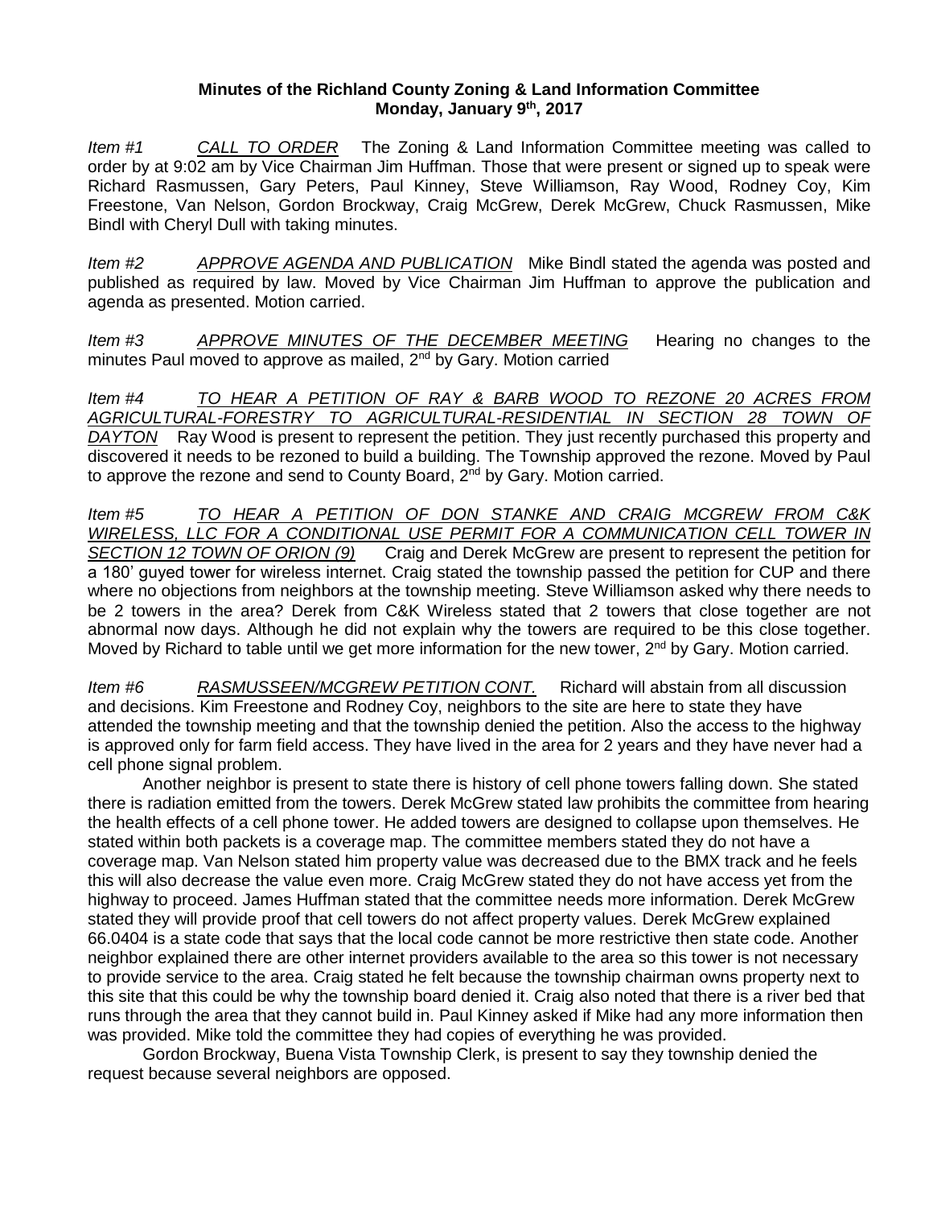**Minutes of the Richland County Zoning & Land Information Committee**
**Monday, January 9th, 2017**

*Item #1* *CALL TO ORDER* The Zoning & Land Information Committee meeting was called to order by at 9:02 am by Vice Chairman Jim Huffman. Those that were present or signed up to speak were Richard Rasmussen, Gary Peters, Paul Kinney, Steve Williamson, Ray Wood, Rodney Coy, Kim Freestone, Van Nelson, Gordon Brockway, Craig McGrew, Derek McGrew, Chuck Rasmussen, Mike Bindl with Cheryl Dull with taking minutes.

*Item #2* *APPROVE AGENDA AND PUBLICATION* Mike Bindl stated the agenda was posted and published as required by law. Moved by Vice Chairman Jim Huffman to approve the publication and agenda as presented. Motion carried.

*Item #3* *APPROVE MINUTES OF THE DECEMBER MEETING* Hearing no changes to the minutes Paul moved to approve as mailed, 2nd by Gary. Motion carried

*Item #4* *TO HEAR A PETITION OF RAY & BARB WOOD TO REZONE 20 ACRES FROM AGRICULTURAL-FORESTRY TO AGRICULTURAL-RESIDENTIAL IN SECTION 28 TOWN OF DAYTON* Ray Wood is present to represent the petition. They just recently purchased this property and discovered it needs to be rezoned to build a building. The Township approved the rezone. Moved by Paul to approve the rezone and send to County Board, 2nd by Gary. Motion carried.

*Item #5* *TO HEAR A PETITION OF DON STANKE AND CRAIG MCGREW FROM C&K WIRELESS, LLC FOR A CONDITIONAL USE PERMIT FOR A COMMUNICATION CELL TOWER IN SECTION 12 TOWN OF ORION (9)* Craig and Derek McGrew are present to represent the petition for a 180' guyed tower for wireless internet. Craig stated the township passed the petition for CUP and there where no objections from neighbors at the township meeting. Steve Williamson asked why there needs to be 2 towers in the area? Derek from C&K Wireless stated that 2 towers that close together are not abnormal now days. Although he did not explain why the towers are required to be this close together. Moved by Richard to table until we get more information for the new tower, 2nd by Gary. Motion carried.

*Item #6* *RASMUSSEEN/MCGREW PETITION CONT.* Richard will abstain from all discussion and decisions. Kim Freestone and Rodney Coy, neighbors to the site are here to state they have attended the township meeting and that the township denied the petition. Also the access to the highway is approved only for farm field access. They have lived in the area for 2 years and they have never had a cell phone signal problem.

Another neighbor is present to state there is history of cell phone towers falling down. She stated there is radiation emitted from the towers. Derek McGrew stated law prohibits the committee from hearing the health effects of a cell phone tower. He added towers are designed to collapse upon themselves. He stated within both packets is a coverage map. The committee members stated they do not have a coverage map. Van Nelson stated him property value was decreased due to the BMX track and he feels this will also decrease the value even more. Craig McGrew stated they do not have access yet from the highway to proceed. James Huffman stated that the committee needs more information. Derek McGrew stated they will provide proof that cell towers do not affect property values. Derek McGrew explained 66.0404 is a state code that says that the local code cannot be more restrictive then state code. Another neighbor explained there are other internet providers available to the area so this tower is not necessary to provide service to the area. Craig stated he felt because the township chairman owns property next to this site that this could be why the township board denied it. Craig also noted that there is a river bed that runs through the area that they cannot build in. Paul Kinney asked if Mike had any more information then was provided. Mike told the committee they had copies of everything he was provided.

Gordon Brockway, Buena Vista Township Clerk, is present to say they township denied the request because several neighbors are opposed.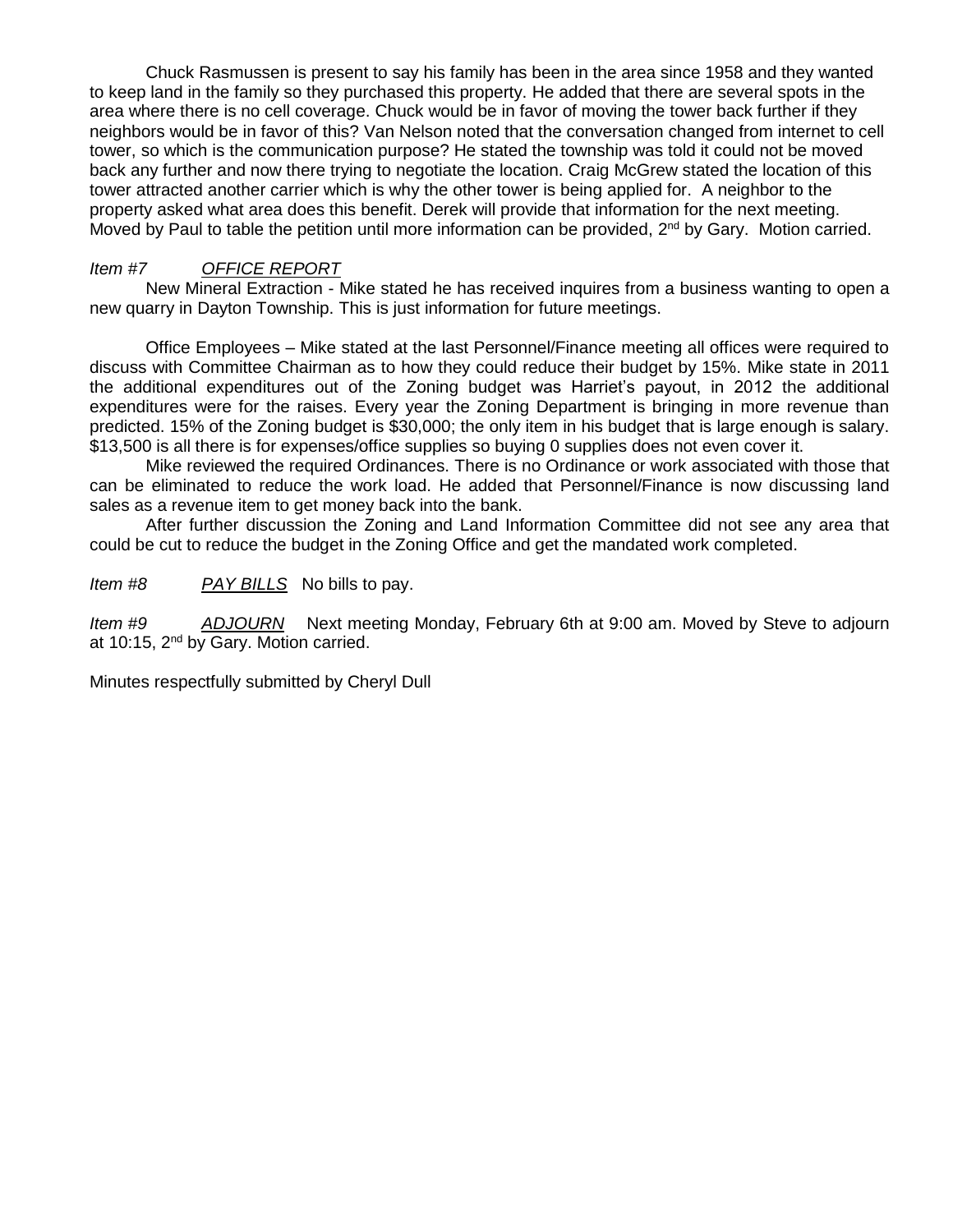Chuck Rasmussen is present to say his family has been in the area since 1958 and they wanted to keep land in the family so they purchased this property. He added that there are several spots in the area where there is no cell coverage. Chuck would be in favor of moving the tower back further if they neighbors would be in favor of this? Van Nelson noted that the conversation changed from internet to cell tower, so which is the communication purpose? He stated the township was told it could not be moved back any further and now there trying to negotiate the location. Craig McGrew stated the location of this tower attracted another carrier which is why the other tower is being applied for. A neighbor to the property asked what area does this benefit. Derek will provide that information for the next meeting. Moved by Paul to table the petition until more information can be provided, 2nd by Gary. Motion carried.

*Item #7* *OFFICE REPORT*

New Mineral Extraction - Mike stated he has received inquires from a business wanting to open a new quarry in Dayton Township. This is just information for future meetings.

Office Employees – Mike stated at the last Personnel/Finance meeting all offices were required to discuss with Committee Chairman as to how they could reduce their budget by 15%. Mike state in 2011 the additional expenditures out of the Zoning budget was Harriet's payout, in 2012 the additional expenditures were for the raises. Every year the Zoning Department is bringing in more revenue than predicted. 15% of the Zoning budget is $30,000; the only item in his budget that is large enough is salary. $13,500 is all there is for expenses/office supplies so buying 0 supplies does not even cover it.

Mike reviewed the required Ordinances. There is no Ordinance or work associated with those that can be eliminated to reduce the work load. He added that Personnel/Finance is now discussing land sales as a revenue item to get money back into the bank.

After further discussion the Zoning and Land Information Committee did not see any area that could be cut to reduce the budget in the Zoning Office and get the mandated work completed.

*Item #8* *PAY BILLS* No bills to pay.

*Item #9* *ADJOURN* Next meeting Monday, February 6th at 9:00 am. Moved by Steve to adjourn at 10:15, 2nd by Gary. Motion carried.

Minutes respectfully submitted by Cheryl Dull